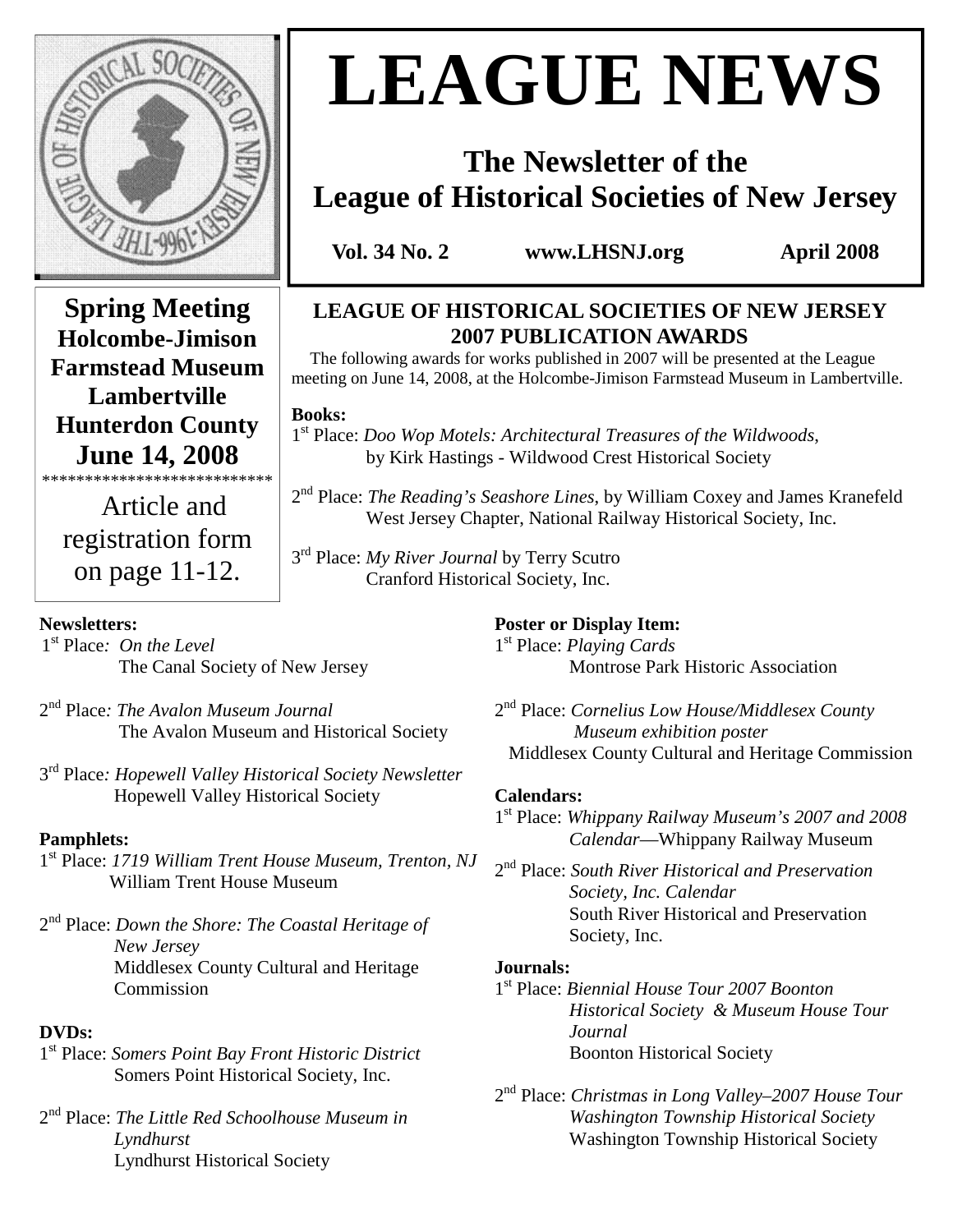# LEAGUE NEWS

## The Newsletter of the League of Historical Societies of New Jersey

**Vol. 34 No. 2** **www.LHSNJ.org** **April 2008**

**Spring Meeting**
**Holcombe-Jimison Farmstead Museum**
**Lambertville**
**Hunterdon County**
**June 14, 2008**

***************************

Article and registration form on page 11-12.

### LEAGUE OF HISTORICAL SOCIETIES OF NEW JERSEY 2007 PUBLICATION AWARDS

The following awards for works published in 2007 will be presented at the League meeting on June 14, 2008, at the Holcombe-Jimison Farmstead Museum in Lambertville.

**Books:**

1st Place: *Doo Wop Motels: Architectural Treasures of the Wildwoods*, by Kirk Hastings - Wildwood Crest Historical Society

2nd Place: *The Reading's Seashore Lines*, by William Coxey and James Kranefeld West Jersey Chapter, National Railway Historical Society, Inc.

3rd Place: *My River Journal* by Terry Scutro Cranford Historical Society, Inc.

**Newsletters:**

1st Place: *On the Level* The Canal Society of New Jersey

2nd Place: *The Avalon Museum Journal* The Avalon Museum and Historical Society

3rd Place: *Hopewell Valley Historical Society Newsletter* Hopewell Valley Historical Society

**Pamphlets:**

1st Place: *1719 William Trent House Museum, Trenton, NJ* William Trent House Museum

2nd Place: *Down the Shore: The Coastal Heritage of New Jersey* Middlesex County Cultural and Heritage Commission

**DVDs:**

1st Place: *Somers Point Bay Front Historic District* Somers Point Historical Society, Inc.

2nd Place: *The Little Red Schoolhouse Museum in Lyndhurst* Lyndhurst Historical Society

**Poster or Display Item:**

1st Place: *Playing Cards* Montrose Park Historic Association

2nd Place: *Cornelius Low House/Middlesex County Museum exhibition poster* Middlesex County Cultural and Heritage Commission

**Calendars:**

1st Place: *Whippany Railway Museum's 2007 and 2008 Calendar*—Whippany Railway Museum

2nd Place: *South River Historical and Preservation Society, Inc. Calendar* South River Historical and Preservation Society, Inc.

**Journals:**

1st Place: *Biennial House Tour 2007 Boonton Historical Society & Museum House Tour Journal* Boonton Historical Society

2nd Place: *Christmas in Long Valley–2007 House Tour Washington Township Historical Society* Washington Township Historical Society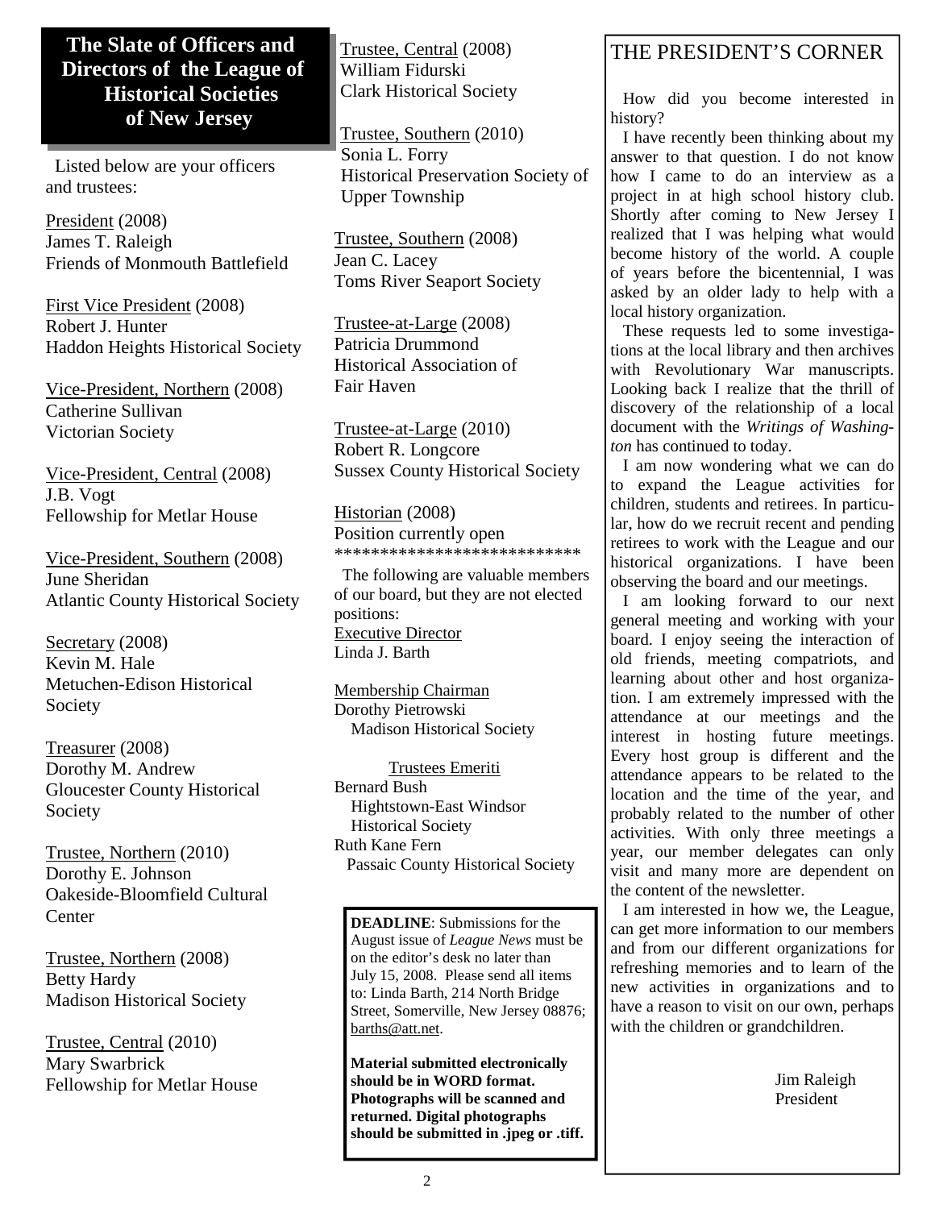## The Slate of Officers and Directors of the League of Historical Societies of New Jersey

Listed below are your officers and trustees:

President (2008)
James T. Raleigh
Friends of Monmouth Battlefield

First Vice President (2008)
Robert J. Hunter
Haddon Heights Historical Society

Vice-President, Northern (2008)
Catherine Sullivan
Victorian Society

Vice-President, Central (2008)
J.B. Vogt
Fellowship for Metlar House

Vice-President, Southern (2008)
June Sheridan
Atlantic County Historical Society

Secretary (2008)
Kevin M. Hale
Metuchen-Edison Historical Society

Treasurer (2008)
Dorothy M. Andrew
Gloucester County Historical Society

Trustee, Northern (2010)
Dorothy E. Johnson
Oakeside-Bloomfield Cultural Center

Trustee, Northern (2008)
Betty Hardy
Madison Historical Society

Trustee, Central (2010)
Mary Swarbrick
Fellowship for Metlar House

Trustee, Central (2008)
William Fidurski
Clark Historical Society

Trustee, Southern (2010)
Sonia L. Forry
Historical Preservation Society of Upper Township

Trustee, Southern (2008)
Jean C. Lacey
Toms River Seaport Society

Trustee-at-Large (2008)
Patricia Drummond
Historical Association of Fair Haven

Trustee-at-Large (2010)
Robert R. Longcore
Sussex County Historical Society

Historian (2008)
Position currently open

***************************

The following are valuable members of our board, but they are not elected positions:

Executive Director
Linda J. Barth

Membership Chairman
Dorothy Pietrowski
Madison Historical Society

Trustees Emeriti

Bernard Bush
Hightstown-East Windsor Historical Society

Ruth Kane Fern
Passaic County Historical Society

**DEADLINE**: Submissions for the August issue of *League News* must be on the editor's desk no later than July 15, 2008. Please send all items to: Linda Barth, 214 North Bridge Street, Somerville, New Jersey 08876; barths@att.net.

**Material submitted electronically should be in WORD format. Photographs will be scanned and returned. Digital photographs should be submitted in .jpeg or .tiff.**

## THE PRESIDENT'S CORNER

How did you become interested in history?

I have recently been thinking about my answer to that question. I do not know how I came to do an interview as a project in at high school history club. Shortly after coming to New Jersey I realized that I was helping what would become history of the world. A couple of years before the bicentennial, I was asked by an older lady to help with a local history organization.

These requests led to some investigations at the local library and then archives with Revolutionary War manuscripts. Looking back I realize that the thrill of discovery of the relationship of a local document with the *Writings of Washington* has continued to today.

I am now wondering what we can do to expand the League activities for children, students and retirees. In particular, how do we recruit recent and pending retirees to work with the League and our historical organizations. I have been observing the board and our meetings.

I am looking forward to our next general meeting and working with your board. I enjoy seeing the interaction of old friends, meeting compatriots, and learning about other and host organization. I am extremely impressed with the attendance at our meetings and the interest in hosting future meetings. Every host group is different and the attendance appears to be related to the location and the time of the year, and probably related to the number of other activities. With only three meetings a year, our member delegates can only visit and many more are dependent on the content of the newsletter.

I am interested in how we, the League, can get more information to our members and from our different organizations for refreshing memories and to learn of the new activities in organizations and to have a reason to visit on our own, perhaps with the children or grandchildren.

Jim Raleigh
President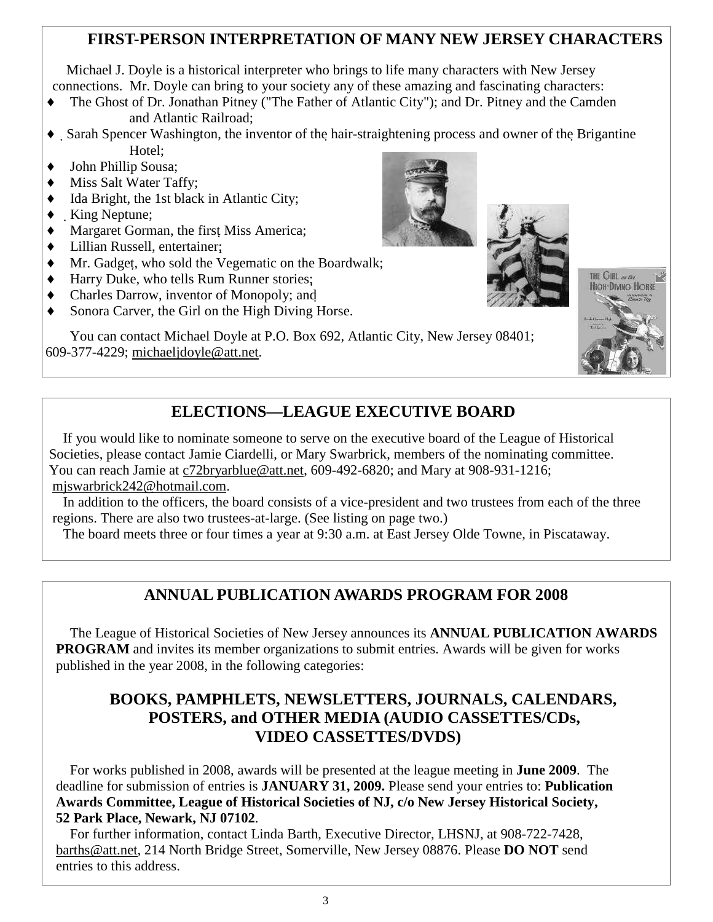## FIRST-PERSON INTERPRETATION OF MANY NEW JERSEY CHARACTERS

Michael J. Doyle is a historical interpreter who brings to life many characters with New Jersey connections. Mr. Doyle can bring to your society any of these amazing and fascinating characters:

- The Ghost of Dr. Jonathan Pitney ("The Father of Atlantic City"); and Dr. Pitney and the Camden and Atlantic Railroad;
- Sarah Spencer Washington, the inventor of the hair-straightening process and owner of the Brigantine Hotel;
- John Phillip Sousa;
- Miss Salt Water Taffy;
- Ida Bright, the 1st black in Atlantic City;
- King Neptune;
- Margaret Gorman, the first Miss America;
- Lillian Russell, entertainer;
- Mr. Gadget, who sold the Vegematic on the Boardwalk;
- Harry Duke, who tells Rum Runner stories;
- Charles Darrow, inventor of Monopoly; and
- Sonora Carver, the Girl on the High Diving Horse.

You can contact Michael Doyle at P.O. Box 692, Atlantic City, New Jersey 08401; 609-377-4229; michaeljdoyle@att.net.

## ELECTIONS—LEAGUE EXECUTIVE BOARD

If you would like to nominate someone to serve on the executive board of the League of Historical Societies, please contact Jamie Ciardelli, or Mary Swarbrick, members of the nominating committee. You can reach Jamie at c72bryarblue@att.net, 609-492-6820; and Mary at 908-931-1216; mjswarbrick242@hotmail.com.

In addition to the officers, the board consists of a vice-president and two trustees from each of the three regions. There are also two trustees-at-large. (See listing on page two.)

The board meets three or four times a year at 9:30 a.m. at East Jersey Olde Towne, in Piscataway.

## ANNUAL PUBLICATION AWARDS PROGRAM FOR 2008

The League of Historical Societies of New Jersey announces its **ANNUAL PUBLICATION AWARDS PROGRAM** and invites its member organizations to submit entries. Awards will be given for works published in the year 2008, in the following categories:

### BOOKS, PAMPHLETS, NEWSLETTERS, JOURNALS, CALENDARS, POSTERS, and OTHER MEDIA (AUDIO CASSETTES/CDs, VIDEO CASSETTES/DVDS)

For works published in 2008, awards will be presented at the league meeting in **June 2009**. The deadline for submission of entries is **JANUARY 31, 2009.** Please send your entries to: **Publication Awards Committee, League of Historical Societies of NJ, c/o New Jersey Historical Society, 52 Park Place, Newark, NJ 07102**.

For further information, contact Linda Barth, Executive Director, LHSNJ, at 908-722-7428, barths@att.net, 214 North Bridge Street, Somerville, New Jersey 08876. Please **DO NOT** send entries to this address.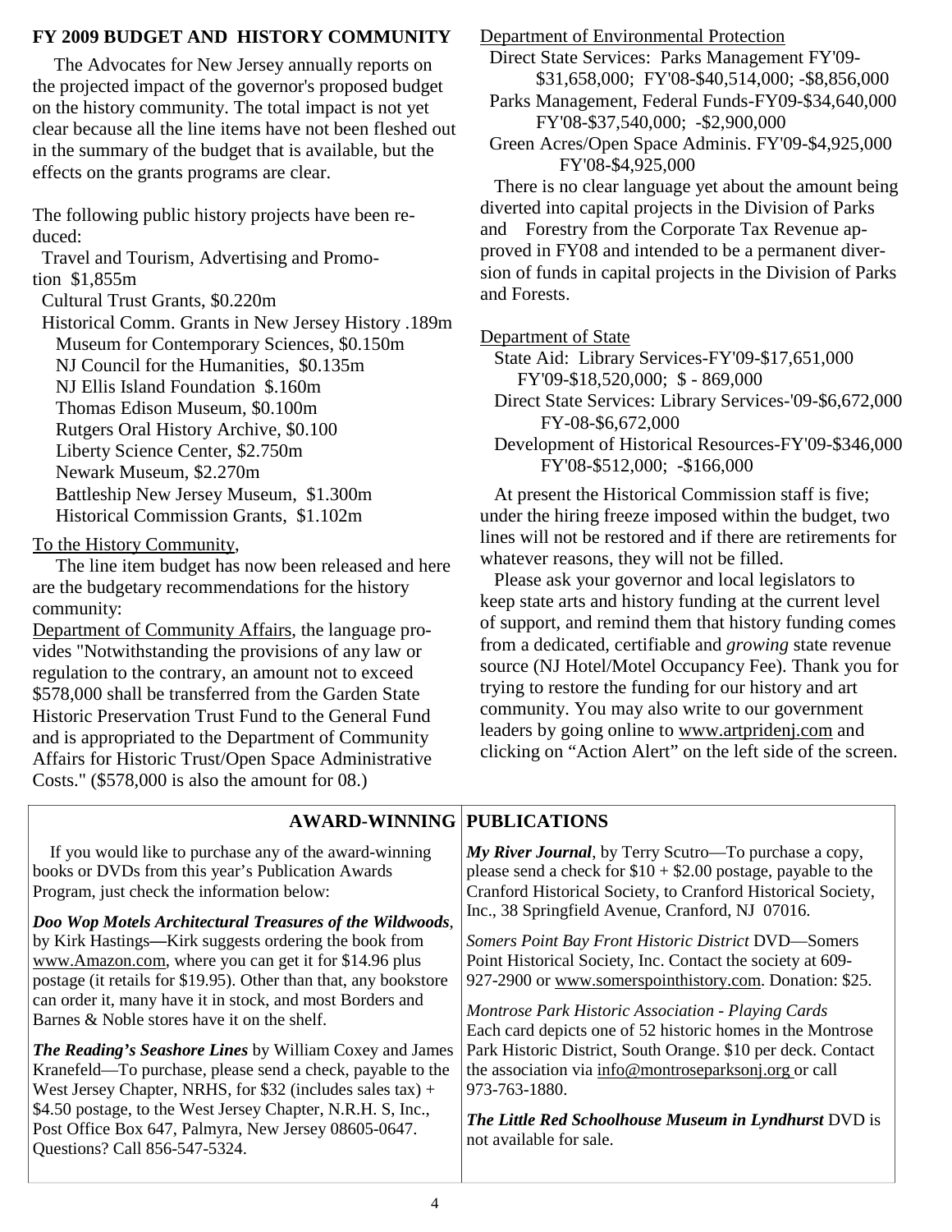## FY 2009 BUDGET AND HISTORY COMMUNITY

The Advocates for New Jersey annually reports on the projected impact of the governor's proposed budget on the history community. The total impact is not yet clear because all the line items have not been fleshed out in the summary of the budget that is available, but the effects on the grants programs are clear.

The following public history projects have been reduced:

Travel and Tourism, Advertising and Promotion $1,855m
Cultural Trust Grants, $0.220m
Historical Comm. Grants in New Jersey History .189m
Museum for Contemporary Sciences, $0.150m
NJ Council for the Humanities, $0.135m
NJ Ellis Island Foundation $.160m
Thomas Edison Museum, $0.100m
Rutgers Oral History Archive, $0.100
Liberty Science Center, $2.750m
Newark Museum, $2.270m
Battleship New Jersey Museum, $1.300m
Historical Commission Grants, $1.102m

To the History Community,

The line item budget has now been released and here are the budgetary recommendations for the history community:

Department of Community Affairs, the language provides "Notwithstanding the provisions of any law or regulation to the contrary, an amount not to exceed $578,000 shall be transferred from the Garden State Historic Preservation Trust Fund to the General Fund and is appropriated to the Department of Community Affairs for Historic Trust/Open Space Administrative Costs." ($578,000 is also the amount for 08.)

Department of Environmental Protection

Direct State Services: Parks Management FY'09-$31,658,000; FY'08-$40,514,000; -$8,856,000
Parks Management, Federal Funds-FY09-$34,640,000 FY'08-$37,540,000; -$2,900,000
Green Acres/Open Space Adminis. FY'09-$4,925,000 FY'08-$4,925,000

There is no clear language yet about the amount being diverted into capital projects in the Division of Parks and Forestry from the Corporate Tax Revenue approved in FY08 and intended to be a permanent diversion of funds in capital projects in the Division of Parks and Forests.

Department of State

State Aid: Library Services-FY'09-$17,651,000 FY'09-$18,520,000; $ - 869,000
Direct State Services: Library Services-'09-$6,672,000 FY-08-$6,672,000
Development of Historical Resources-FY'09-$346,000 FY'08-$512,000; -$166,000

At present the Historical Commission staff is five; under the hiring freeze imposed within the budget, two lines will not be restored and if there are retirements for whatever reasons, they will not be filled.

Please ask your governor and local legislators to keep state arts and history funding at the current level of support, and remind them that history funding comes from a dedicated, certifiable and *growing* state revenue source (NJ Hotel/Motel Occupancy Fee). Thank you for trying to restore the funding for our history and art community. You may also write to our government leaders by going online to www.artpridenj.com and clicking on "Action Alert" on the left side of the screen.

## AWARD-WINNING PUBLICATIONS

If you would like to purchase any of the award-winning books or DVDs from this year's Publication Awards Program, just check the information below:

***Doo Wop Motels Architectural Treasures of the Wildwoods***, by Kirk Hastings—Kirk suggests ordering the book from www.Amazon.com, where you can get it for $14.96 plus postage (it retails for $19.95). Other than that, any bookstore can order it, many have it in stock, and most Borders and Barnes & Noble stores have it on the shelf.

***The Reading's Seashore Lines*** by William Coxey and James Kranefeld—To purchase, please send a check, payable to the West Jersey Chapter, NRHS, for $32 (includes sales tax) + $4.50 postage, to the West Jersey Chapter, N.R.H. S, Inc., Post Office Box 647, Palmyra, New Jersey 08605-0647. Questions? Call 856-547-5324.

***My River Journal***, by Terry Scutro—To purchase a copy, please send a check for $10 + $2.00 postage, payable to the Cranford Historical Society, to Cranford Historical Society, Inc., 38 Springfield Avenue, Cranford, NJ 07016.

*Somers Point Bay Front Historic District* DVD—Somers Point Historical Society, Inc. Contact the society at 609-927-2900 or www.somerspointhistory.com. Donation: $25.

*Montrose Park Historic Association - Playing Cards*
Each card depicts one of 52 historic homes in the Montrose Park Historic District, South Orange. $10 per deck. Contact the association via info@montroseparksonj.org or call 973-763-1880.

***The Little Red Schoolhouse Museum in Lyndhurst*** DVD is not available for sale.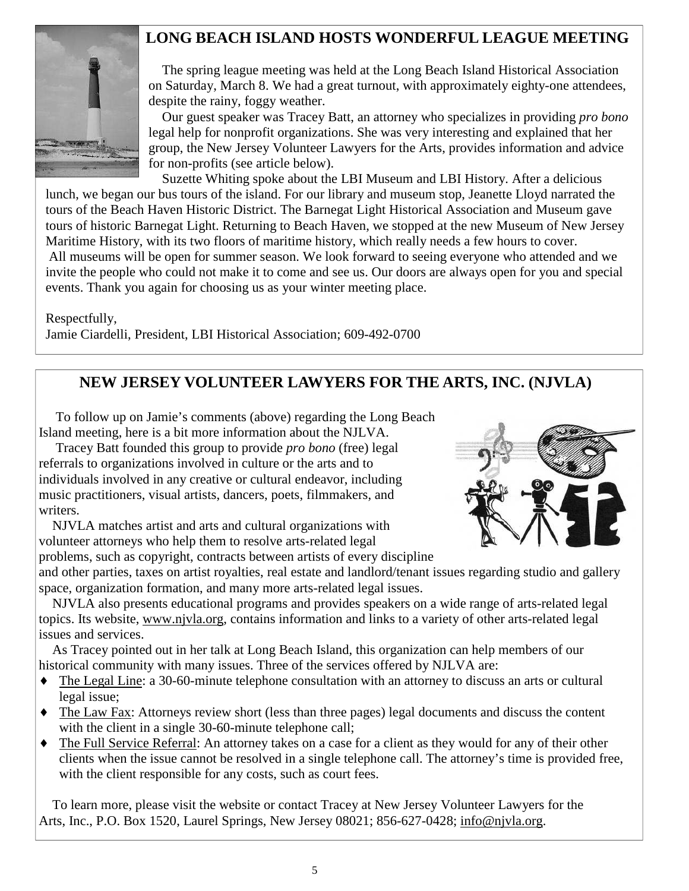## LONG BEACH ISLAND HOSTS WONDERFUL LEAGUE MEETING

The spring league meeting was held at the Long Beach Island Historical Association on Saturday, March 8. We had a great turnout, with approximately eighty-one attendees, despite the rainy, foggy weather.

Our guest speaker was Tracey Batt, an attorney who specializes in providing *pro bono* legal help for nonprofit organizations. She was very interesting and explained that her group, the New Jersey Volunteer Lawyers for the Arts, provides information and advice for non-profits (see article below).

Suzette Whiting spoke about the LBI Museum and LBI History. After a delicious lunch, we began our bus tours of the island. For our library and museum stop, Jeanette Lloyd narrated the tours of the Beach Haven Historic District. The Barnegat Light Historical Association and Museum gave tours of historic Barnegat Light. Returning to Beach Haven, we stopped at the new Museum of New Jersey Maritime History, with its two floors of maritime history, which really needs a few hours to cover.

All museums will be open for summer season. We look forward to seeing everyone who attended and we invite the people who could not make it to come and see us. Our doors are always open for you and special events. Thank you again for choosing us as your winter meeting place.

Respectfully,
Jamie Ciardelli, President, LBI Historical Association; 609-492-0700

## NEW JERSEY VOLUNTEER LAWYERS FOR THE ARTS, INC. (NJVLA)

To follow up on Jamie's comments (above) regarding the Long Beach Island meeting, here is a bit more information about the NJLVA.

Tracey Batt founded this group to provide *pro bono* (free) legal referrals to organizations involved in culture or the arts and to individuals involved in any creative or cultural endeavor, including music practitioners, visual artists, dancers, poets, filmmakers, and writers.

NJVLA matches artist and arts and cultural organizations with volunteer attorneys who help them to resolve arts-related legal problems, such as copyright, contracts between artists of every discipline and other parties, taxes on artist royalties, real estate and landlord/tenant issues regarding studio and gallery space, organization formation, and many more arts-related legal issues.

NJVLA also presents educational programs and provides speakers on a wide range of arts-related legal topics. Its website, www.njvla.org, contains information and links to a variety of other arts-related legal issues and services.

As Tracey pointed out in her talk at Long Beach Island, this organization can help members of our historical community with many issues. Three of the services offered by NJVLA are:

- The Legal Line: a 30-60-minute telephone consultation with an attorney to discuss an arts or cultural legal issue;
- The Law Fax: Attorneys review short (less than three pages) legal documents and discuss the content with the client in a single 30-60-minute telephone call;
- The Full Service Referral: An attorney takes on a case for a client as they would for any of their other clients when the issue cannot be resolved in a single telephone call. The attorney's time is provided free, with the client responsible for any costs, such as court fees.

To learn more, please visit the website or contact Tracey at New Jersey Volunteer Lawyers for the Arts, Inc., P.O. Box 1520, Laurel Springs, New Jersey 08021; 856-627-0428; info@njvla.org.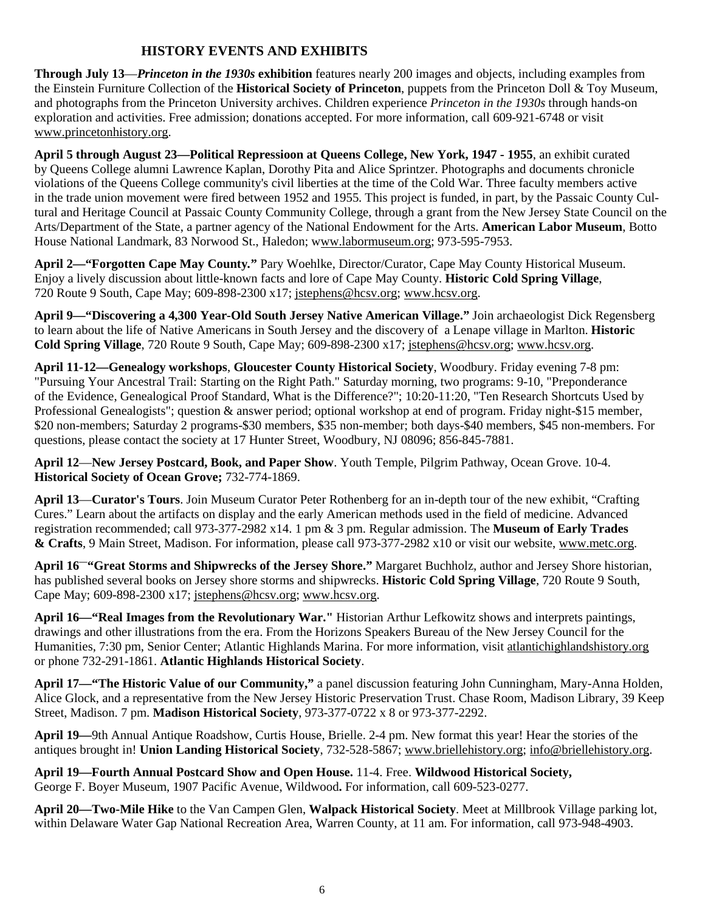## HISTORY EVENTS AND EXHIBITS

**Through July 13**—***Princeton in the 1930s* exhibition** features nearly 200 images and objects, including examples from the Einstein Furniture Collection of the **Historical Society of Princeton**, puppets from the Princeton Doll & Toy Museum, and photographs from the Princeton University archives. Children experience *Princeton in the 1930s* through hands-on exploration and activities. Free admission; donations accepted. For more information, call 609-921-6748 or visit www.princetonhistory.org.

**April 5 through August 23—Political Repressioon at Queens College, New York, 1947 - 1955**, an exhibit curated by Queens College alumni Lawrence Kaplan, Dorothy Pita and Alice Sprintzer. Photographs and documents chronicle violations of the Queens College community's civil liberties at the time of the Cold War. Three faculty members active in the trade union movement were fired between 1952 and 1955. This project is funded, in part, by the Passaic County Cultural and Heritage Council at Passaic County Community College, through a grant from the New Jersey State Council on the Arts/Department of the State, a partner agency of the National Endowment for the Arts. **American Labor Museum**, Botto House National Landmark, 83 Norwood St., Haledon; www.labormuseum.org; 973-595-7953.

**April 2—"Forgotten Cape May County."** Pary Woehlke, Director/Curator, Cape May County Historical Museum. Enjoy a lively discussion about little-known facts and lore of Cape May County. **Historic Cold Spring Village**, 720 Route 9 South, Cape May; 609-898-2300 x17; jstephens@hcsv.org; www.hcsv.org.

**April 9—"Discovering a 4,300 Year-Old South Jersey Native American Village."** Join archaeologist Dick Regensberg to learn about the life of Native Americans in South Jersey and the discovery of a Lenape village in Marlton. **Historic Cold Spring Village**, 720 Route 9 South, Cape May; 609-898-2300 x17; jstephens@hcsv.org; www.hcsv.org.

**April 11-12—Genealogy workshops**, **Gloucester County Historical Society**, Woodbury. Friday evening 7-8 pm: "Pursuing Your Ancestral Trail: Starting on the Right Path." Saturday morning, two programs: 9-10, "Preponderance of the Evidence, Genealogical Proof Standard, What is the Difference?"; 10:20-11:20, "Ten Research Shortcuts Used by Professional Genealogists"; question & answer period; optional workshop at end of program. Friday night-$15 member, $20 non-members; Saturday 2 programs-$30 members, $35 non-member; both days-$40 members, $45 non-members. For questions, please contact the society at 17 Hunter Street, Woodbury, NJ 08096; 856-845-7881.

**April 12**—**New Jersey Postcard, Book, and Paper Show**. Youth Temple, Pilgrim Pathway, Ocean Grove. 10-4. **Historical Society of Ocean Grove;** 732-774-1869.

**April 13**—**Curator's Tours**. Join Museum Curator Peter Rothenberg for an in-depth tour of the new exhibit, "Crafting Cures." Learn about the artifacts on display and the early American methods used in the field of medicine. Advanced registration recommended; call 973-377-2982 x14. 1 pm & 3 pm. Regular admission. The **Museum of Early Trades & Crafts**, 9 Main Street, Madison. For information, please call 973-377-2982 x10 or visit our website, www.metc.org.

**April 16—"Great Storms and Shipwrecks of the Jersey Shore."** Margaret Buchholz, author and Jersey Shore historian, has published several books on Jersey shore storms and shipwrecks. **Historic Cold Spring Village**, 720 Route 9 South, Cape May; 609-898-2300 x17; jstephens@hcsv.org; www.hcsv.org.

**April 16—"Real Images from the Revolutionary War."** Historian Arthur Lefkowitz shows and interprets paintings, drawings and other illustrations from the era. From the Horizons Speakers Bureau of the New Jersey Council for the Humanities, 7:30 pm, Senior Center; Atlantic Highlands Marina. For more information, visit atlantichighlandshistory.org or phone 732-291-1861. **Atlantic Highlands Historical Society**.

**April 17—"The Historic Value of our Community,"** a panel discussion featuring John Cunningham, Mary-Anna Holden, Alice Glock, and a representative from the New Jersey Historic Preservation Trust. Chase Room, Madison Library, 39 Keep Street, Madison. 7 pm. **Madison Historical Society**, 973-377-0722 x 8 or 973-377-2292.

**April 19—**9th Annual Antique Roadshow, Curtis House, Brielle. 2-4 pm. New format this year! Hear the stories of the antiques brought in! **Union Landing Historical Society**, 732-528-5867; www.briellehistory.org; info@briellehistory.org.

**April 19—Fourth Annual Postcard Show and Open House.** 11-4. Free. **Wildwood Historical Society,** George F. Boyer Museum, 1907 Pacific Avenue, Wildwood**.** For information, call 609-523-0277.

**April 20—Two-Mile Hike** to the Van Campen Glen, **Walpack Historical Society**. Meet at Millbrook Village parking lot, within Delaware Water Gap National Recreation Area, Warren County, at 11 am. For information, call 973-948-4903.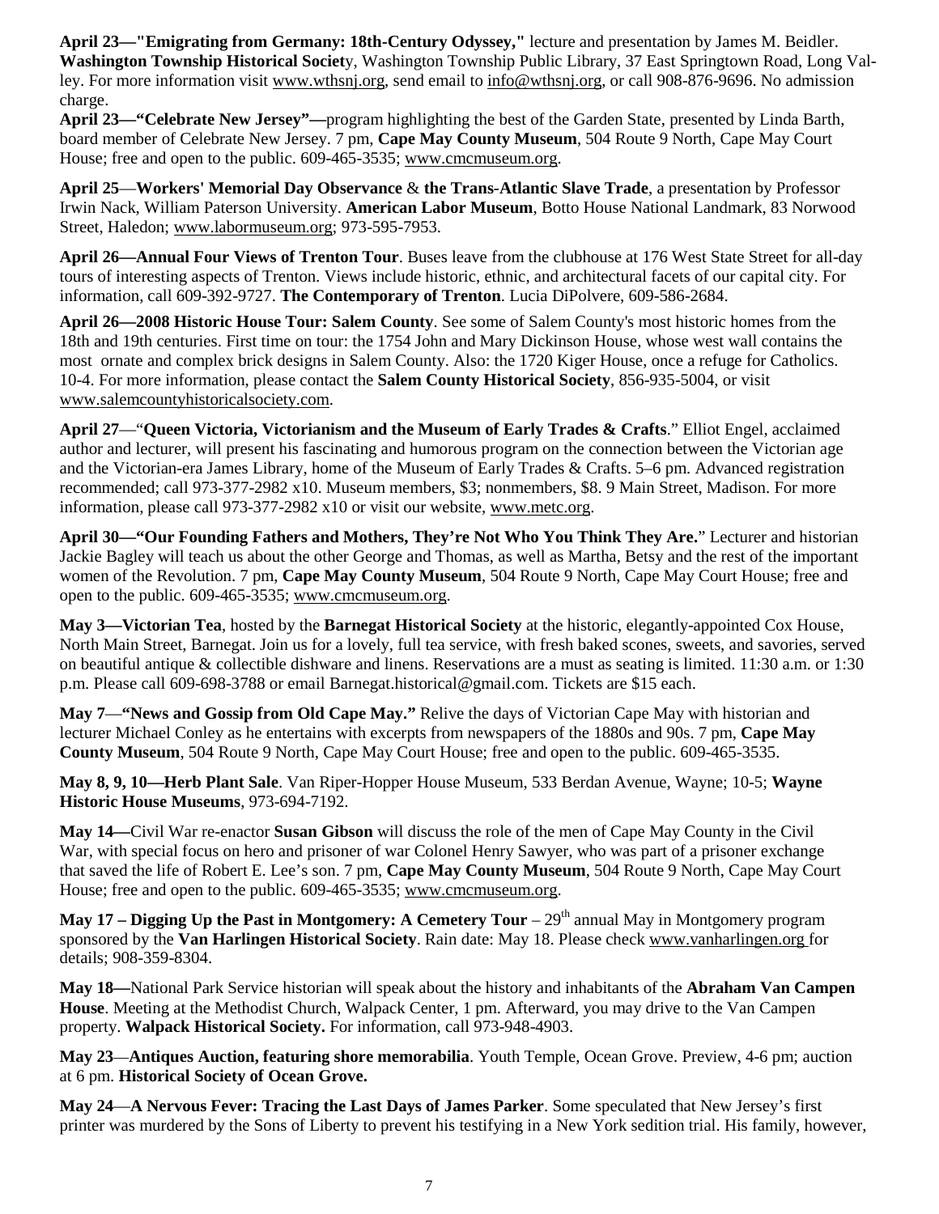**April 23—"Emigrating from Germany: 18th-Century Odyssey,"** lecture and presentation by James M. Beidler. **Washington Township Historical Society**, Washington Township Public Library, 37 East Springtown Road, Long Valley. For more information visit www.wthsnj.org, send email to info@wthsnj.org, or call 908-876-9696. No admission charge.

**April 23—"Celebrate New Jersey"—**program highlighting the best of the Garden State, presented by Linda Barth, board member of Celebrate New Jersey. 7 pm, **Cape May County Museum**, 504 Route 9 North, Cape May Court House; free and open to the public. 609-465-3535; www.cmcmuseum.org.

**April 25**—**Workers' Memorial Day Observance** & **the Trans-Atlantic Slave Trade**, a presentation by Professor Irwin Nack, William Paterson University. **American Labor Museum**, Botto House National Landmark, 83 Norwood Street, Haledon; www.labormuseum.org; 973-595-7953.

**April 26—Annual Four Views of Trenton Tour**. Buses leave from the clubhouse at 176 West State Street for all-day tours of interesting aspects of Trenton. Views include historic, ethnic, and architectural facets of our capital city. For information, call 609-392-9727. **The Contemporary of Trenton**. Lucia DiPolvere, 609-586-2684.

**April 26—2008 Historic House Tour: Salem County**. See some of Salem County's most historic homes from the 18th and 19th centuries. First time on tour: the 1754 John and Mary Dickinson House, whose west wall contains the most ornate and complex brick designs in Salem County. Also: the 1720 Kiger House, once a refuge for Catholics. 10-4. For more information, please contact the **Salem County Historical Society**, 856-935-5004, or visit www.salemcountyhistoricalsociety.com.

**April 27**—"**Queen Victoria, Victorianism and the Museum of Early Trades & Crafts**." Elliot Engel, acclaimed author and lecturer, will present his fascinating and humorous program on the connection between the Victorian age and the Victorian-era James Library, home of the Museum of Early Trades & Crafts. 5–6 pm. Advanced registration recommended; call 973-377-2982 x10. Museum members, $3; nonmembers, $8. 9 Main Street, Madison. For more information, please call 973-377-2982 x10 or visit our website, www.metc.org.

**April 30—"Our Founding Fathers and Mothers, They're Not Who You Think They Are."** Lecturer and historian Jackie Bagley will teach us about the other George and Thomas, as well as Martha, Betsy and the rest of the important women of the Revolution. 7 pm, **Cape May County Museum**, 504 Route 9 North, Cape May Court House; free and open to the public. 609-465-3535; www.cmcmuseum.org.

**May 3—Victorian Tea**, hosted by the **Barnegat Historical Society** at the historic, elegantly-appointed Cox House, North Main Street, Barnegat. Join us for a lovely, full tea service, with fresh baked scones, sweets, and savories, served on beautiful antique & collectible dishware and linens. Reservations are a must as seating is limited. 11:30 a.m. or 1:30 p.m. Please call 609-698-3788 or email Barnegat.historical@gmail.com. Tickets are $15 each.

**May 7**—**"News and Gossip from Old Cape May."** Relive the days of Victorian Cape May with historian and lecturer Michael Conley as he entertains with excerpts from newspapers of the 1880s and 90s. 7 pm, **Cape May County Museum**, 504 Route 9 North, Cape May Court House; free and open to the public. 609-465-3535.

**May 8, 9, 10—Herb Plant Sale**. Van Riper-Hopper House Museum, 533 Berdan Avenue, Wayne; 10-5; **Wayne Historic House Museums**, 973-694-7192.

**May 14—**Civil War re-enactor **Susan Gibson** will discuss the role of the men of Cape May County in the Civil War, with special focus on hero and prisoner of war Colonel Henry Sawyer, who was part of a prisoner exchange that saved the life of Robert E. Lee's son. 7 pm, **Cape May County Museum**, 504 Route 9 North, Cape May Court House; free and open to the public. 609-465-3535; www.cmcmuseum.org.

**May 17 – Digging Up the Past in Montgomery: A Cemetery Tour** – 29th annual May in Montgomery program sponsored by the **Van Harlingen Historical Society**. Rain date: May 18. Please check www.vanharlingen.org for details; 908-359-8304.

**May 18—**National Park Service historian will speak about the history and inhabitants of the **Abraham Van Campen House**. Meeting at the Methodist Church, Walpack Center, 1 pm. Afterward, you may drive to the Van Campen property. **Walpack Historical Society.** For information, call 973-948-4903.

**May 23**—**Antiques Auction, featuring shore memorabilia**. Youth Temple, Ocean Grove. Preview, 4-6 pm; auction at 6 pm. **Historical Society of Ocean Grove.**

**May 24**—**A Nervous Fever: Tracing the Last Days of James Parker**. Some speculated that New Jersey's first printer was murdered by the Sons of Liberty to prevent his testifying in a New York sedition trial. His family, however,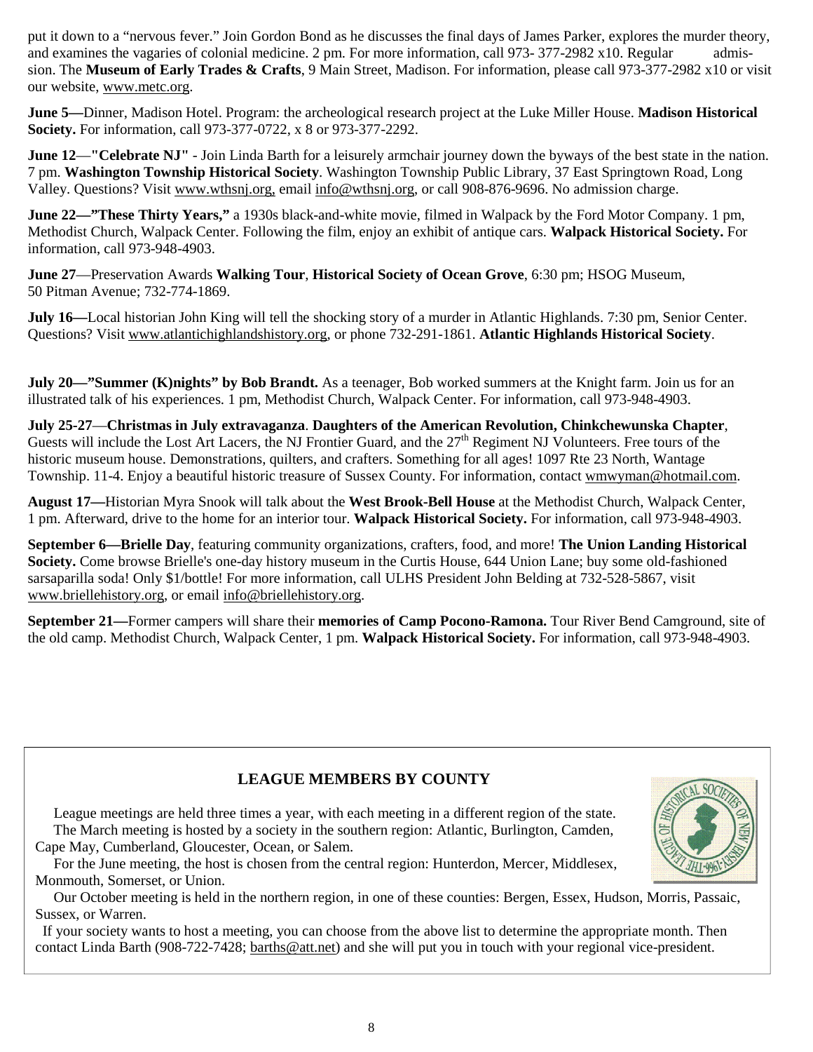put it down to a "nervous fever." Join Gordon Bond as he discusses the final days of James Parker, explores the murder theory, and examines the vagaries of colonial medicine. 2 pm. For more information, call 973- 377-2982 x10. Regular admission. The **Museum of Early Trades & Crafts**, 9 Main Street, Madison. For information, please call 973-377-2982 x10 or visit our website, www.metc.org.

**June 5—**Dinner, Madison Hotel. Program: the archeological research project at the Luke Miller House. **Madison Historical Society.** For information, call 973-377-0722, x 8 or 973-377-2292.

**June 12**—**"Celebrate NJ"** - Join Linda Barth for a leisurely armchair journey down the byways of the best state in the nation. 7 pm. **Washington Township Historical Society**. Washington Township Public Library, 37 East Springtown Road, Long Valley. Questions? Visit www.wthsnj.org, email info@wthsnj.org, or call 908-876-9696. No admission charge.

**June 22—"These Thirty Years,"** a 1930s black-and-white movie, filmed in Walpack by the Ford Motor Company. 1 pm, Methodist Church, Walpack Center. Following the film, enjoy an exhibit of antique cars. **Walpack Historical Society.** For information, call 973-948-4903.

**June 27**—Preservation Awards **Walking Tour**, **Historical Society of Ocean Grove**, 6:30 pm; HSOG Museum, 50 Pitman Avenue; 732-774-1869.

**July 16—**Local historian John King will tell the shocking story of a murder in Atlantic Highlands. 7:30 pm, Senior Center. Questions? Visit www.atlantichighlandshistory.org, or phone 732-291-1861. **Atlantic Highlands Historical Society**.

**July 20—"Summer (K)nights" by Bob Brandt.** As a teenager, Bob worked summers at the Knight farm. Join us for an illustrated talk of his experiences. 1 pm, Methodist Church, Walpack Center. For information, call 973-948-4903.

**July 25-27**—**Christmas in July extravaganza**. **Daughters of the American Revolution, Chinkchewunska Chapter**, Guests will include the Lost Art Lacers, the NJ Frontier Guard, and the 27th Regiment NJ Volunteers. Free tours of the historic museum house. Demonstrations, quilters, and crafters. Something for all ages! 1097 Rte 23 North, Wantage Township. 11-4. Enjoy a beautiful historic treasure of Sussex County. For information, contact wmwyman@hotmail.com.

**August 17—**Historian Myra Snook will talk about the **West Brook-Bell House** at the Methodist Church, Walpack Center, 1 pm. Afterward, drive to the home for an interior tour. **Walpack Historical Society.** For information, call 973-948-4903.

**September 6—Brielle Day**, featuring community organizations, crafters, food, and more! **The Union Landing Historical Society.** Come browse Brielle's one-day history museum in the Curtis House, 644 Union Lane; buy some old-fashioned sarsaparilla soda! Only $1/bottle! For more information, call ULHS President John Belding at 732-528-5867, visit www.briellehistory.org, or email info@briellehistory.org.

**September 21—**Former campers will share their **memories of Camp Pocono-Ramona.** Tour River Bend Camground, site of the old camp. Methodist Church, Walpack Center, 1 pm. **Walpack Historical Society.** For information, call 973-948-4903.

## LEAGUE MEMBERS BY COUNTY

League meetings are held three times a year, with each meeting in a different region of the state.

The March meeting is hosted by a society in the southern region: Atlantic, Burlington, Camden, Cape May, Cumberland, Gloucester, Ocean, or Salem.

For the June meeting, the host is chosen from the central region: Hunterdon, Mercer, Middlesex, Monmouth, Somerset, or Union.

Our October meeting is held in the northern region, in one of these counties: Bergen, Essex, Hudson, Morris, Passaic, Sussex, or Warren.

If your society wants to host a meeting, you can choose from the above list to determine the appropriate month. Then contact Linda Barth (908-722-7428; barths@att.net) and she will put you in touch with your regional vice-president.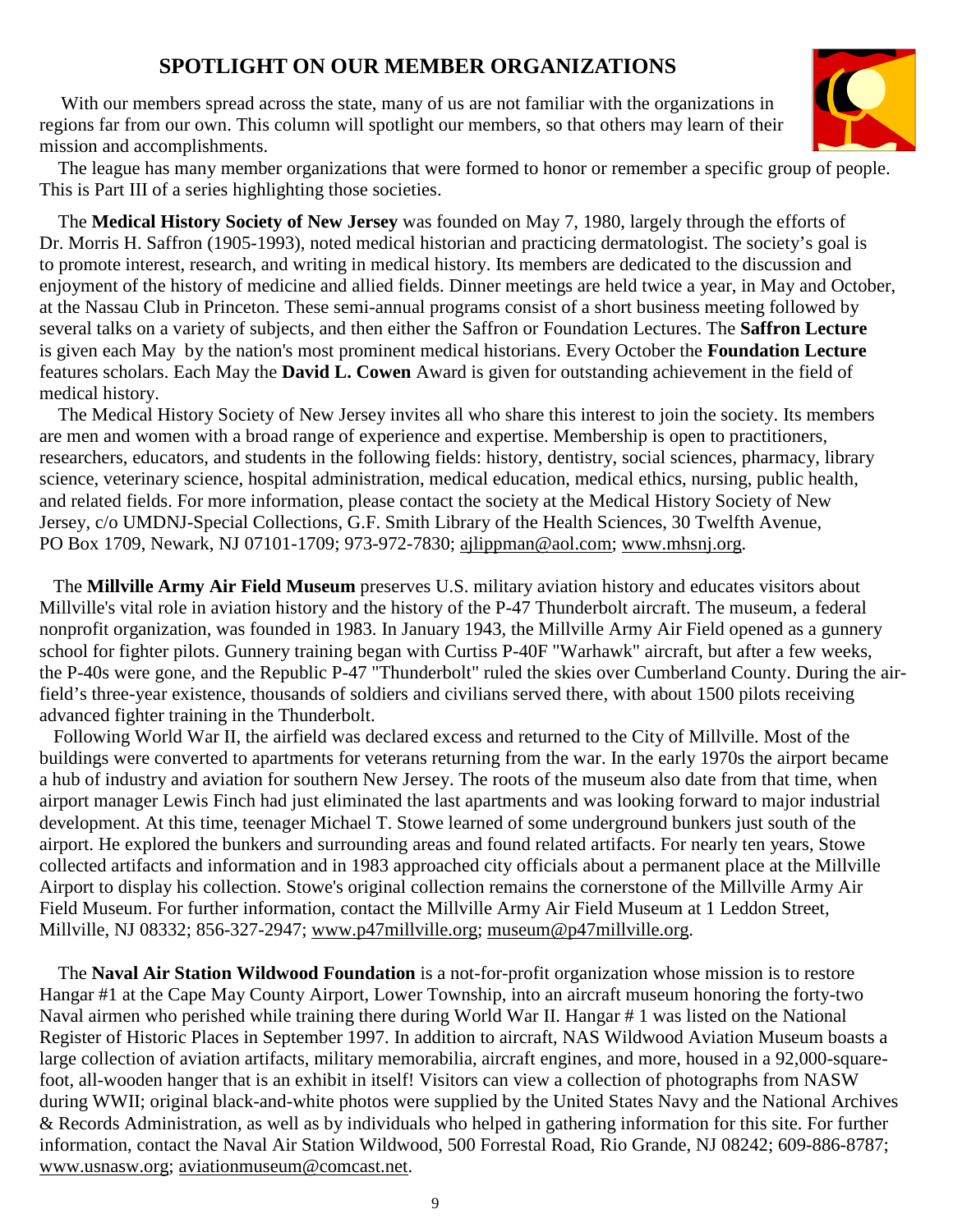# SPOTLIGHT ON OUR MEMBER ORGANIZATIONS

With our members spread across the state, many of us are not familiar with the organizations in regions far from our own. This column will spotlight our members, so that others may learn of their mission and accomplishments.

The league has many member organizations that were formed to honor or remember a specific group of people. This is Part III of a series highlighting those societies.

The **Medical History Society of New Jersey** was founded on May 7, 1980, largely through the efforts of Dr. Morris H. Saffron (1905-1993), noted medical historian and practicing dermatologist. The society's goal is to promote interest, research, and writing in medical history. Its members are dedicated to the discussion and enjoyment of the history of medicine and allied fields. Dinner meetings are held twice a year, in May and October, at the Nassau Club in Princeton. These semi-annual programs consist of a short business meeting followed by several talks on a variety of subjects, and then either the Saffron or Foundation Lectures. The **Saffron Lecture** is given each May by the nation's most prominent medical historians. Every October the **Foundation Lecture** features scholars. Each May the **David L. Cowen** Award is given for outstanding achievement in the field of medical history.

The Medical History Society of New Jersey invites all who share this interest to join the society. Its members are men and women with a broad range of experience and expertise. Membership is open to practitioners, researchers, educators, and students in the following fields: history, dentistry, social sciences, pharmacy, library science, veterinary science, hospital administration, medical education, medical ethics, nursing, public health, and related fields. For more information, please contact the society at the Medical History Society of New Jersey, c/o UMDNJ-Special Collections, G.F. Smith Library of the Health Sciences, 30 Twelfth Avenue, PO Box 1709, Newark, NJ 07101-1709; 973-972-7830; ajlippman@aol.com; www.mhsnj.org.

The **Millville Army Air Field Museum** preserves U.S. military aviation history and educates visitors about Millville's vital role in aviation history and the history of the P-47 Thunderbolt aircraft. The museum, a federal nonprofit organization, was founded in 1983. In January 1943, the Millville Army Air Field opened as a gunnery school for fighter pilots. Gunnery training began with Curtiss P-40F "Warhawk" aircraft, but after a few weeks, the P-40s were gone, and the Republic P-47 "Thunderbolt" ruled the skies over Cumberland County. During the airfield's three-year existence, thousands of soldiers and civilians served there, with about 1500 pilots receiving advanced fighter training in the Thunderbolt.

Following World War II, the airfield was declared excess and returned to the City of Millville. Most of the buildings were converted to apartments for veterans returning from the war. In the early 1970s the airport became a hub of industry and aviation for southern New Jersey. The roots of the museum also date from that time, when airport manager Lewis Finch had just eliminated the last apartments and was looking forward to major industrial development. At this time, teenager Michael T. Stowe learned of some underground bunkers just south of the airport. He explored the bunkers and surrounding areas and found related artifacts. For nearly ten years, Stowe collected artifacts and information and in 1983 approached city officials about a permanent place at the Millville Airport to display his collection. Stowe's original collection remains the cornerstone of the Millville Army Air Field Museum. For further information, contact the Millville Army Air Field Museum at 1 Leddon Street, Millville, NJ 08332; 856-327-2947; www.p47millville.org; museum@p47millville.org.

The **Naval Air Station Wildwood Foundation** is a not-for-profit organization whose mission is to restore Hangar #1 at the Cape May County Airport, Lower Township, into an aircraft museum honoring the forty-two Naval airmen who perished while training there during World War II. Hangar # 1 was listed on the National Register of Historic Places in September 1997. In addition to aircraft, NAS Wildwood Aviation Museum boasts a large collection of aviation artifacts, military memorabilia, aircraft engines, and more, housed in a 92,000-square-foot, all-wooden hanger that is an exhibit in itself! Visitors can view a collection of photographs from NASW during WWII; original black-and-white photos were supplied by the United States Navy and the National Archives & Records Administration, as well as by individuals who helped in gathering information for this site. For further information, contact the Naval Air Station Wildwood, 500 Forrestal Road, Rio Grande, NJ 08242; 609-886-8787; www.usnasw.org; aviationmuseum@comcast.net.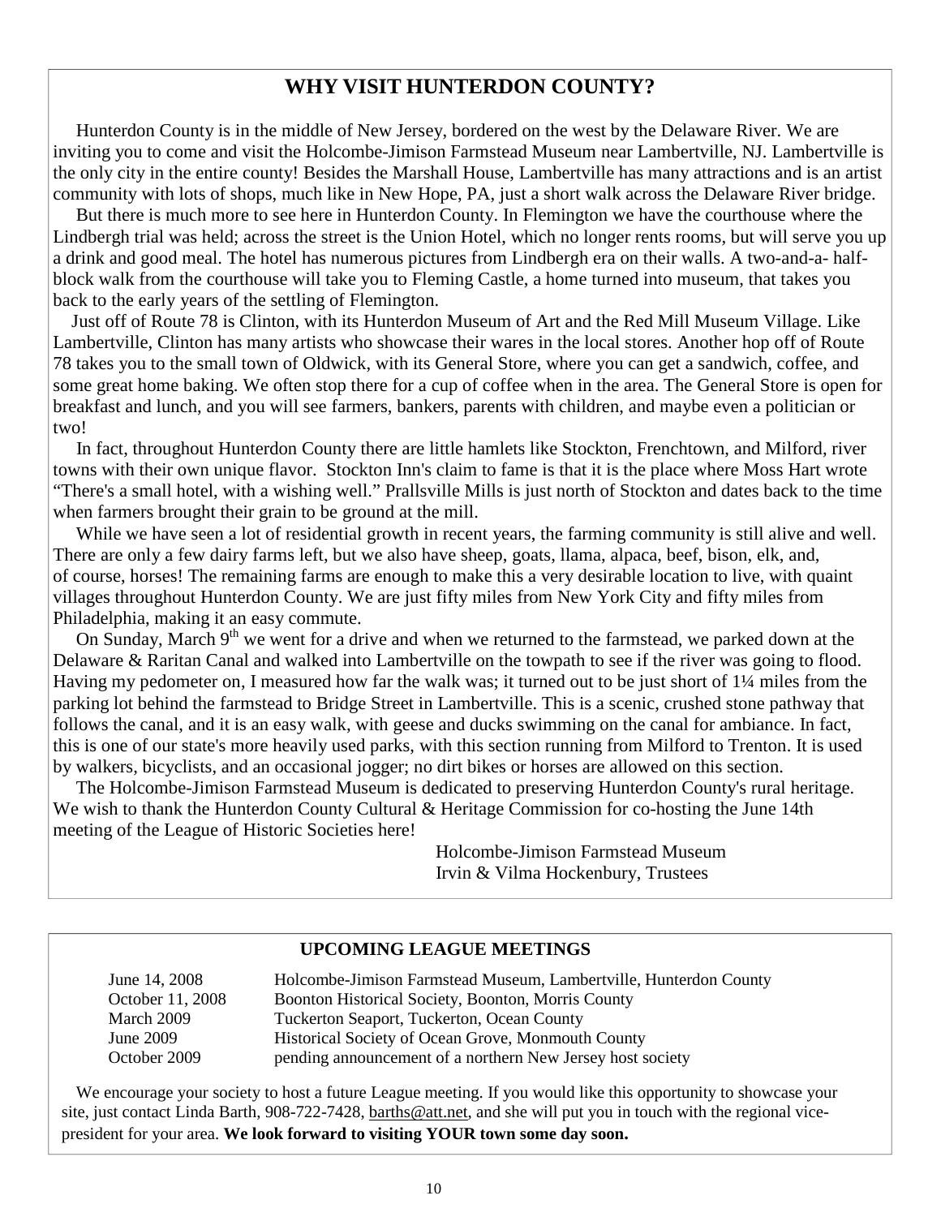## WHY VISIT HUNTERDON COUNTY?

Hunterdon County is in the middle of New Jersey, bordered on the west by the Delaware River. We are inviting you to come and visit the Holcombe-Jimison Farmstead Museum near Lambertville, NJ. Lambertville is the only city in the entire county! Besides the Marshall House, Lambertville has many attractions and is an artist community with lots of shops, much like in New Hope, PA, just a short walk across the Delaware River bridge.

But there is much more to see here in Hunterdon County. In Flemington we have the courthouse where the Lindbergh trial was held; across the street is the Union Hotel, which no longer rents rooms, but will serve you up a drink and good meal. The hotel has numerous pictures from Lindbergh era on their walls. A two-and-a- half-block walk from the courthouse will take you to Fleming Castle, a home turned into museum, that takes you back to the early years of the settling of Flemington.

Just off of Route 78 is Clinton, with its Hunterdon Museum of Art and the Red Mill Museum Village. Like Lambertville, Clinton has many artists who showcase their wares in the local stores. Another hop off of Route 78 takes you to the small town of Oldwick, with its General Store, where you can get a sandwich, coffee, and some great home baking. We often stop there for a cup of coffee when in the area. The General Store is open for breakfast and lunch, and you will see farmers, bankers, parents with children, and maybe even a politician or two!

In fact, throughout Hunterdon County there are little hamlets like Stockton, Frenchtown, and Milford, river towns with their own unique flavor. Stockton Inn's claim to fame is that it is the place where Moss Hart wrote "There's a small hotel, with a wishing well." Prallsville Mills is just north of Stockton and dates back to the time when farmers brought their grain to be ground at the mill.

While we have seen a lot of residential growth in recent years, the farming community is still alive and well. There are only a few dairy farms left, but we also have sheep, goats, llama, alpaca, beef, bison, elk, and, of course, horses! The remaining farms are enough to make this a very desirable location to live, with quaint villages throughout Hunterdon County. We are just fifty miles from New York City and fifty miles from Philadelphia, making it an easy commute.

On Sunday, March 9th we went for a drive and when we returned to the farmstead, we parked down at the Delaware & Raritan Canal and walked into Lambertville on the towpath to see if the river was going to flood. Having my pedometer on, I measured how far the walk was; it turned out to be just short of 1¼ miles from the parking lot behind the farmstead to Bridge Street in Lambertville. This is a scenic, crushed stone pathway that follows the canal, and it is an easy walk, with geese and ducks swimming on the canal for ambiance. In fact, this is one of our state's more heavily used parks, with this section running from Milford to Trenton. It is used by walkers, bicyclists, and an occasional jogger; no dirt bikes or horses are allowed on this section.

The Holcombe-Jimison Farmstead Museum is dedicated to preserving Hunterdon County's rural heritage. We wish to thank the Hunterdon County Cultural & Heritage Commission for co-hosting the June 14th meeting of the League of Historic Societies here!

Holcombe-Jimison Farmstead Museum
Irvin & Vilma Hockenbury, Trustees

## UPCOMING LEAGUE MEETINGS

| | |
|---|---|
| June 14, 2008 | Holcombe-Jimison Farmstead Museum, Lambertville, Hunterdon County |
| October 11, 2008 | Boonton Historical Society, Boonton, Morris County |
| March 2009 | Tuckerton Seaport, Tuckerton, Ocean County |
| June 2009 | Historical Society of Ocean Grove, Monmouth County |
| October 2009 | pending announcement of a northern New Jersey host society |

We encourage your society to host a future League meeting. If you would like this opportunity to showcase your site, just contact Linda Barth, 908-722-7428, barths@att.net, and she will put you in touch with the regional vice-president for your area. **We look forward to visiting YOUR town some day soon.**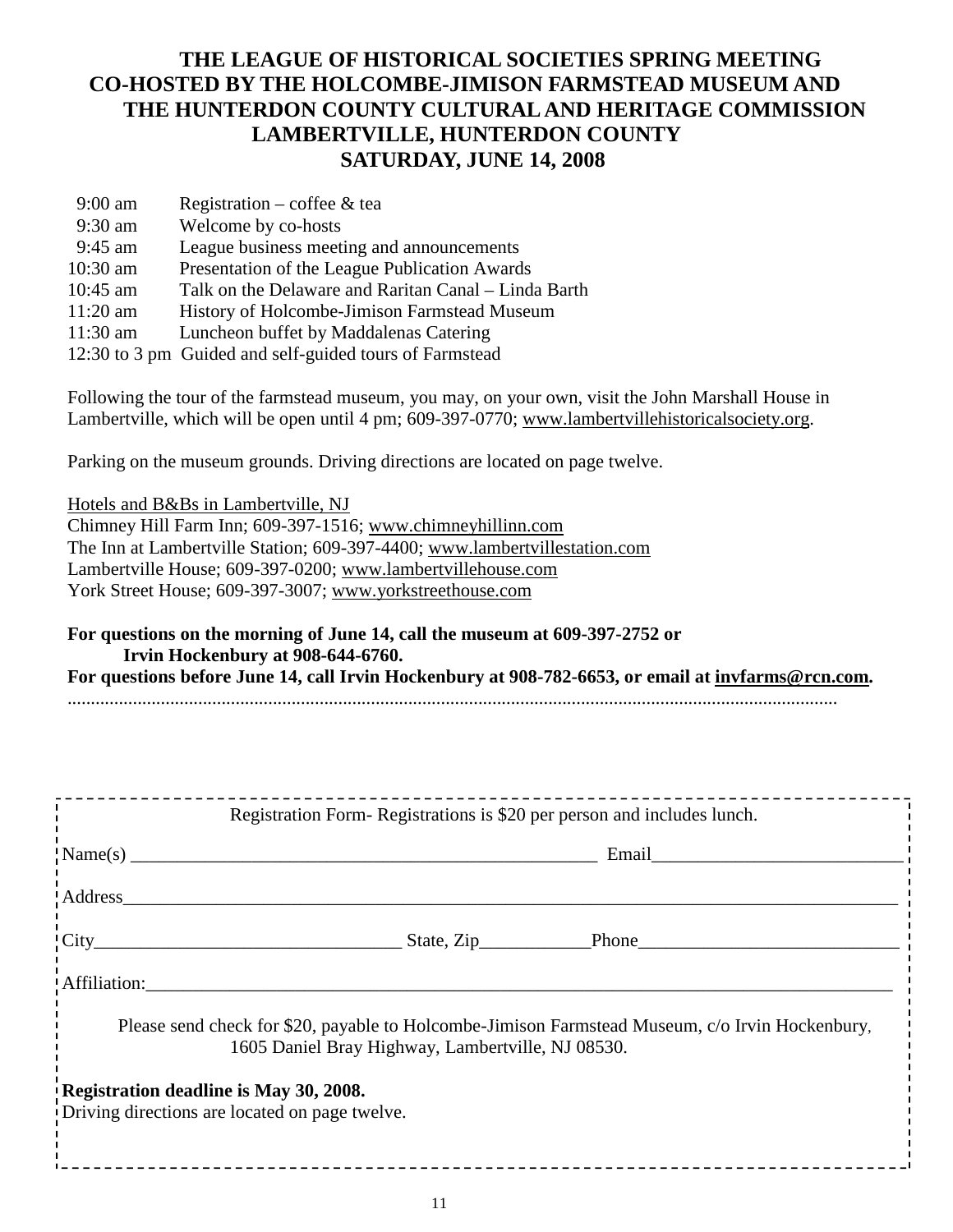# THE LEAGUE OF HISTORICAL SOCIETIES SPRING MEETING
## CO-HOSTED BY THE HOLCOMBE-JIMISON FARMSTEAD MUSEUM AND THE HUNTERDON COUNTY CULTURAL AND HERITAGE COMMISSION
## LAMBERTVILLE, HUNTERDON COUNTY
## SATURDAY, JUNE 14, 2008

| | |
|---|---|
| 9:00 am | Registration – coffee & tea |
| 9:30 am | Welcome by co-hosts |
| 9:45 am | League business meeting and announcements |
| 10:30 am | Presentation of the League Publication Awards |
| 10:45 am | Talk on the Delaware and Raritan Canal – Linda Barth |
| 11:20 am | History of Holcombe-Jimison Farmstead Museum |
| 11:30 am | Luncheon buffet by Maddalenas Catering |
| 12:30 to 3 pm | Guided and self-guided tours of Farmstead |

Following the tour of the farmstead museum, you may, on your own, visit the John Marshall House in Lambertville, which will be open until 4 pm; 609-397-0770; www.lambertvillehistoricalsociety.org.

Parking on the museum grounds. Driving directions are located on page twelve.

Hotels and B&Bs in Lambertville, NJ
Chimney Hill Farm Inn; 609-397-1516; www.chimneyhillinn.com
The Inn at Lambertville Station; 609-397-4400; www.lambertvillestation.com
Lambertville House; 609-397-0200; www.lambertvillehouse.com
York Street House; 609-397-3007; www.yorkstreethouse.com

**For questions on the morning of June 14, call the museum at 609-397-2752 or Irvin Hockenbury at 908-644-6760.**
**For questions before June 14, call Irvin Hockenbury at 908-782-6653, or email at invfarms@rcn.com.**

---

Registration Form- Registrations is $20 per person and includes lunch.

Name(s) ______________________________ Email ______________________

Address ____________________________________________________________

City ______________________ State, Zip __________ Phone ______________________

Affiliation: _________________________________________________________

Please send check for $20, payable to Holcombe-Jimison Farmstead Museum, c/o Irvin Hockenbury, 1605 Daniel Bray Highway, Lambertville, NJ 08530.

**Registration deadline is May 30, 2008.**
Driving directions are located on page twelve.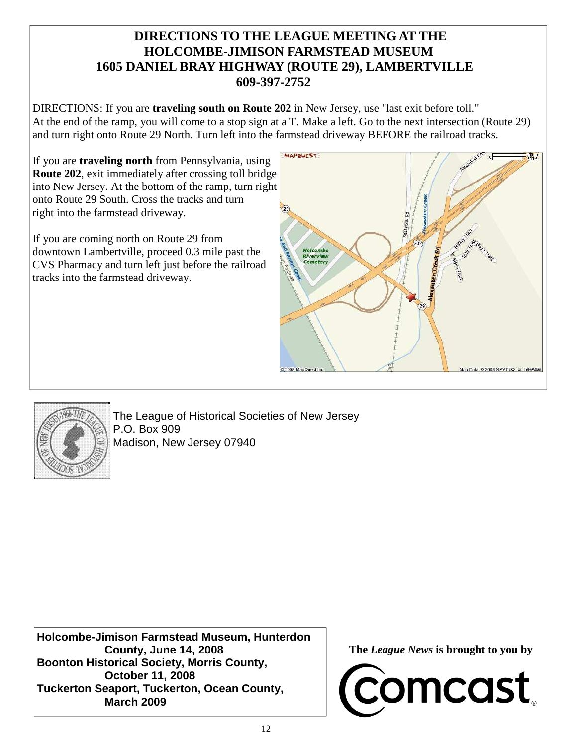# DIRECTIONS TO THE LEAGUE MEETING AT THE HOLCOMBE-JIMISON FARMSTEAD MUSEUM 1605 DANIEL BRAY HIGHWAY (ROUTE 29), LAMBERTVILLE 609-397-2752

DIRECTIONS: If you are **traveling south on Route 202** in New Jersey, use "last exit before toll." At the end of the ramp, you will come to a stop sign at a T. Make a left. Go to the next intersection (Route 29) and turn right onto Route 29 North. Turn left into the farmstead driveway BEFORE the railroad tracks.

If you are **traveling north** from Pennsylvania, using **Route 202**, exit immediately after crossing toll bridge into New Jersey. At the bottom of the ramp, turn right onto Route 29 South. Cross the tracks and turn right into the farmstead driveway.

If you are coming north on Route 29 from downtown Lambertville, proceed 0.3 mile past the CVS Pharmacy and turn left just before the railroad tracks into the farmstead driveway.

The League of Historical Societies of New Jersey
P.O. Box 909
Madison, New Jersey 07940

**Holcombe-Jimison Farmstead Museum, Hunterdon County, June 14, 2008**
**Boonton Historical Society, Morris County, October 11, 2008**
**Tuckerton Seaport, Tuckerton, Ocean County, March 2009**

**The *League News* is brought to you by**

comcast